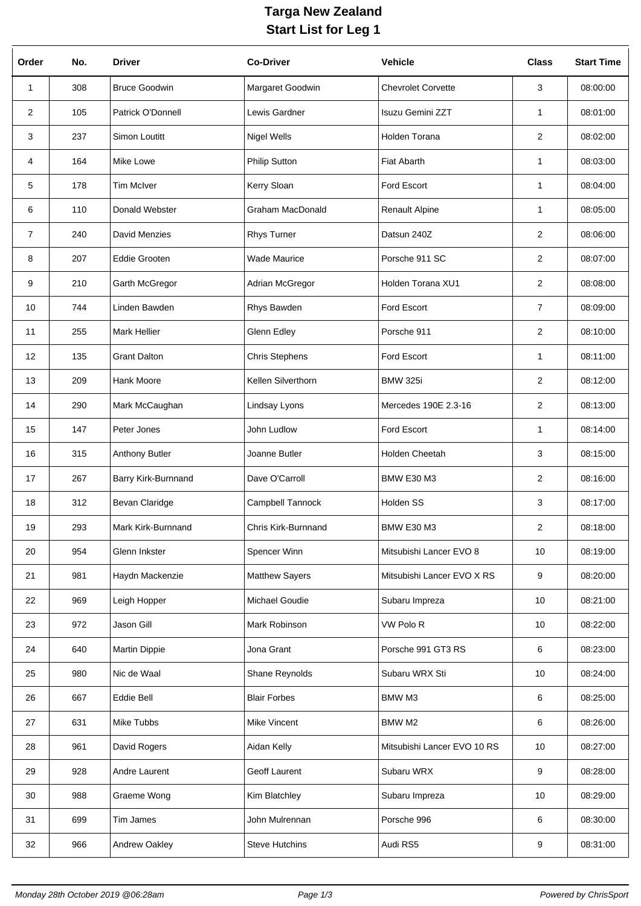# Targa New Zealand
## Start List for Leg 1

| Order | No. | Driver | Co-Driver | Vehicle | Class | Start Time |
|---|---|---|---|---|---|---|
| 1 | 308 | Bruce Goodwin | Margaret Goodwin | Chevrolet Corvette | 3 | 08:00:00 |
| 2 | 105 | Patrick O'Donnell | Lewis Gardner | Isuzu Gemini ZZT | 1 | 08:01:00 |
| 3 | 237 | Simon Loutitt | Nigel Wells | Holden Torana | 2 | 08:02:00 |
| 4 | 164 | Mike Lowe | Philip Sutton | Fiat Abarth | 1 | 08:03:00 |
| 5 | 178 | Tim McIver | Kerry Sloan | Ford Escort | 1 | 08:04:00 |
| 6 | 110 | Donald Webster | Graham MacDonald | Renault Alpine | 1 | 08:05:00 |
| 7 | 240 | David Menzies | Rhys Turner | Datsun 240Z | 2 | 08:06:00 |
| 8 | 207 | Eddie Grooten | Wade Maurice | Porsche 911 SC | 2 | 08:07:00 |
| 9 | 210 | Garth McGregor | Adrian McGregor | Holden Torana XU1 | 2 | 08:08:00 |
| 10 | 744 | Linden Bawden | Rhys Bawden | Ford Escort | 7 | 08:09:00 |
| 11 | 255 | Mark Hellier | Glenn Edley | Porsche 911 | 2 | 08:10:00 |
| 12 | 135 | Grant Dalton | Chris Stephens | Ford Escort | 1 | 08:11:00 |
| 13 | 209 | Hank Moore | Kellen Silverthorn | BMW 325i | 2 | 08:12:00 |
| 14 | 290 | Mark McCaughan | Lindsay Lyons | Mercedes 190E 2.3-16 | 2 | 08:13:00 |
| 15 | 147 | Peter Jones | John Ludlow | Ford Escort | 1 | 08:14:00 |
| 16 | 315 | Anthony Butler | Joanne Butler | Holden Cheetah | 3 | 08:15:00 |
| 17 | 267 | Barry Kirk-Burnnand | Dave O'Carroll | BMW E30 M3 | 2 | 08:16:00 |
| 18 | 312 | Bevan Claridge | Campbell Tannock | Holden SS | 3 | 08:17:00 |
| 19 | 293 | Mark Kirk-Burnnand | Chris Kirk-Burnnand | BMW E30 M3 | 2 | 08:18:00 |
| 20 | 954 | Glenn Inkster | Spencer Winn | Mitsubishi Lancer EVO 8 | 10 | 08:19:00 |
| 21 | 981 | Haydn Mackenzie | Matthew Sayers | Mitsubishi Lancer EVO X RS | 9 | 08:20:00 |
| 22 | 969 | Leigh Hopper | Michael Goudie | Subaru Impreza | 10 | 08:21:00 |
| 23 | 972 | Jason Gill | Mark Robinson | VW Polo R | 10 | 08:22:00 |
| 24 | 640 | Martin Dippie | Jona Grant | Porsche 991 GT3 RS | 6 | 08:23:00 |
| 25 | 980 | Nic de Waal | Shane Reynolds | Subaru WRX Sti | 10 | 08:24:00 |
| 26 | 667 | Eddie Bell | Blair Forbes | BMW M3 | 6 | 08:25:00 |
| 27 | 631 | Mike Tubbs | Mike Vincent | BMW M2 | 6 | 08:26:00 |
| 28 | 961 | David Rogers | Aidan Kelly | Mitsubishi Lancer EVO 10 RS | 10 | 08:27:00 |
| 29 | 928 | Andre Laurent | Geoff Laurent | Subaru WRX | 9 | 08:28:00 |
| 30 | 988 | Graeme Wong | Kim Blatchley | Subaru Impreza | 10 | 08:29:00 |
| 31 | 699 | Tim James | John Mulrennan | Porsche 996 | 6 | 08:30:00 |
| 32 | 966 | Andrew Oakley | Steve Hutchins | Audi RS5 | 9 | 08:31:00 |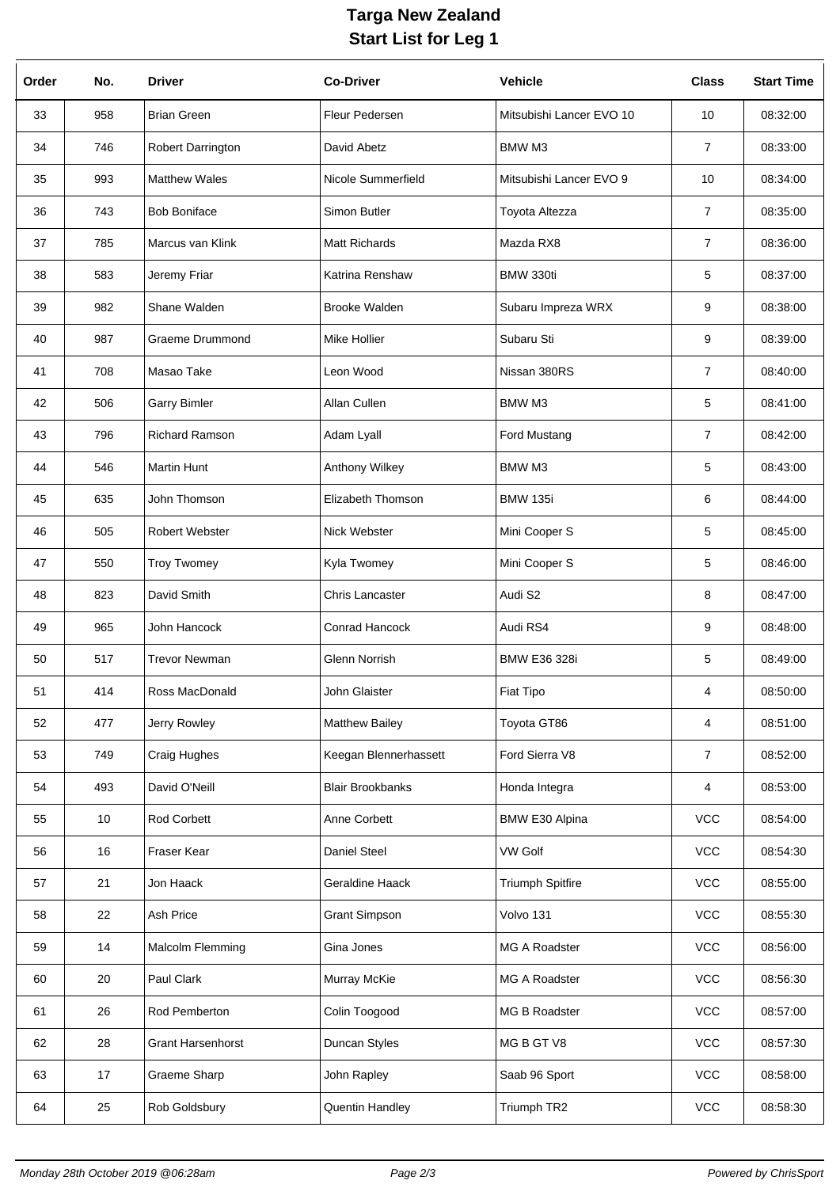# Targa New Zealand
## Start List for Leg 1

| Order | No. | Driver | Co-Driver | Vehicle | Class | Start Time |
|---|---|---|---|---|---|---|
| 33 | 958 | Brian Green | Fleur Pedersen | Mitsubishi Lancer EVO 10 | 10 | 08:32:00 |
| 34 | 746 | Robert Darrington | David Abetz | BMW M3 | 7 | 08:33:00 |
| 35 | 993 | Matthew Wales | Nicole Summerfield | Mitsubishi Lancer EVO 9 | 10 | 08:34:00 |
| 36 | 743 | Bob Boniface | Simon Butler | Toyota Altezza | 7 | 08:35:00 |
| 37 | 785 | Marcus van Klink | Matt Richards | Mazda RX8 | 7 | 08:36:00 |
| 38 | 583 | Jeremy Friar | Katrina Renshaw | BMW 330ti | 5 | 08:37:00 |
| 39 | 982 | Shane Walden | Brooke Walden | Subaru Impreza WRX | 9 | 08:38:00 |
| 40 | 987 | Graeme Drummond | Mike Hollier | Subaru Sti | 9 | 08:39:00 |
| 41 | 708 | Masao Take | Leon Wood | Nissan 380RS | 7 | 08:40:00 |
| 42 | 506 | Garry Bimler | Allan Cullen | BMW M3 | 5 | 08:41:00 |
| 43 | 796 | Richard Ramson | Adam Lyall | Ford Mustang | 7 | 08:42:00 |
| 44 | 546 | Martin Hunt | Anthony Wilkey | BMW M3 | 5 | 08:43:00 |
| 45 | 635 | John Thomson | Elizabeth Thomson | BMW 135i | 6 | 08:44:00 |
| 46 | 505 | Robert Webster | Nick Webster | Mini Cooper S | 5 | 08:45:00 |
| 47 | 550 | Troy Twomey | Kyla Twomey | Mini Cooper S | 5 | 08:46:00 |
| 48 | 823 | David Smith | Chris Lancaster | Audi S2 | 8 | 08:47:00 |
| 49 | 965 | John Hancock | Conrad Hancock | Audi RS4 | 9 | 08:48:00 |
| 50 | 517 | Trevor Newman | Glenn Norrish | BMW E36 328i | 5 | 08:49:00 |
| 51 | 414 | Ross MacDonald | John Glaister | Fiat Tipo | 4 | 08:50:00 |
| 52 | 477 | Jerry Rowley | Matthew Bailey | Toyota GT86 | 4 | 08:51:00 |
| 53 | 749 | Craig Hughes | Keegan Blennerhassett | Ford Sierra V8 | 7 | 08:52:00 |
| 54 | 493 | David O'Neill | Blair Brookbanks | Honda Integra | 4 | 08:53:00 |
| 55 | 10 | Rod Corbett | Anne Corbett | BMW E30 Alpina | VCC | 08:54:00 |
| 56 | 16 | Fraser Kear | Daniel Steel | VW Golf | VCC | 08:54:30 |
| 57 | 21 | Jon Haack | Geraldine Haack | Triumph Spitfire | VCC | 08:55:00 |
| 58 | 22 | Ash Price | Grant Simpson | Volvo 131 | VCC | 08:55:30 |
| 59 | 14 | Malcolm Flemming | Gina Jones | MG A Roadster | VCC | 08:56:00 |
| 60 | 20 | Paul Clark | Murray McKie | MG A Roadster | VCC | 08:56:30 |
| 61 | 26 | Rod Pemberton | Colin Toogood | MG B Roadster | VCC | 08:57:00 |
| 62 | 28 | Grant Harsenhorst | Duncan Styles | MG B GT V8 | VCC | 08:57:30 |
| 63 | 17 | Graeme Sharp | John Rapley | Saab 96 Sport | VCC | 08:58:00 |
| 64 | 25 | Rob Goldsbury | Quentin Handley | Triumph TR2 | VCC | 08:58:30 |

*Monday 28th October 2019 @06:28am* *Powered by ChrisSport*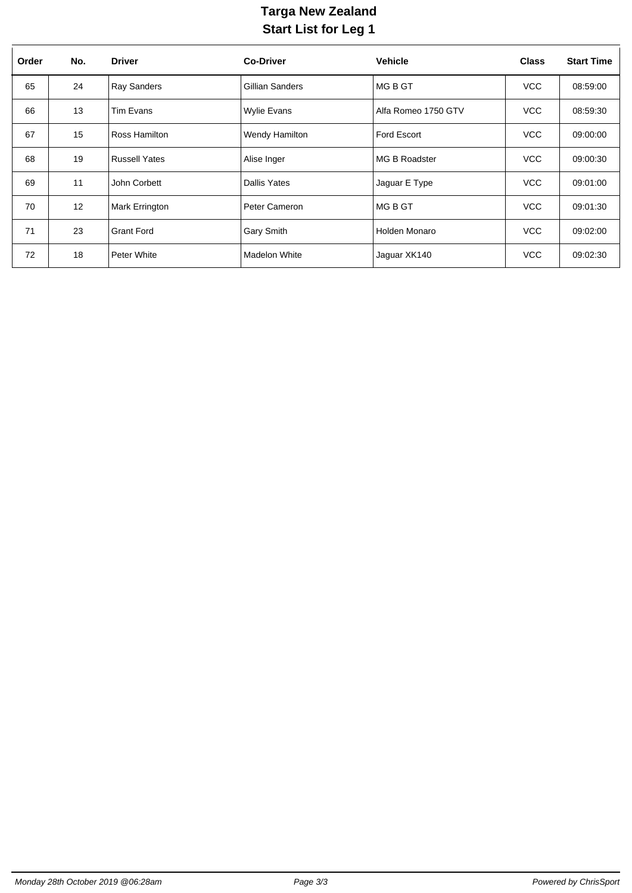# Targa New Zealand
## Start List for Leg 1

| Order | No. | Driver | Co-Driver | Vehicle | Class | Start Time |
|---|---|---|---|---|---|---|
| 65 | 24 | Ray Sanders | Gillian Sanders | MG B GT | VCC | 08:59:00 |
| 66 | 13 | Tim Evans | Wylie Evans | Alfa Romeo 1750 GTV | VCC | 08:59:30 |
| 67 | 15 | Ross Hamilton | Wendy Hamilton | Ford Escort | VCC | 09:00:00 |
| 68 | 19 | Russell Yates | Alise Inger | MG B Roadster | VCC | 09:00:30 |
| 69 | 11 | John Corbett | Dallis Yates | Jaguar E Type | VCC | 09:01:00 |
| 70 | 12 | Mark Errington | Peter Cameron | MG B GT | VCC | 09:01:30 |
| 71 | 23 | Grant Ford | Gary Smith | Holden Monaro | VCC | 09:02:00 |
| 72 | 18 | Peter White | Madelon White | Jaguar XK140 | VCC | 09:02:30 |

*Monday 28th October 2019 @06:28am*

*Powered by ChrisSport*